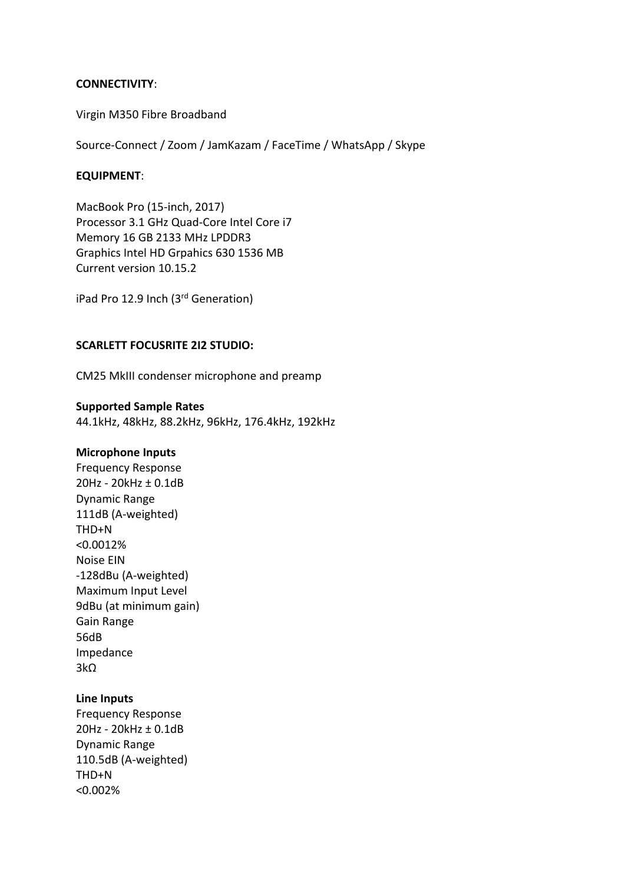**CONNECTIVITY**:

Virgin M350 Fibre Broadband

Source-Connect / Zoom / JamKazam / FaceTime / WhatsApp / Skype

**EQUIPMENT**:

MacBook Pro (15-inch, 2017)
Processor 3.1 GHz Quad-Core Intel Core i7
Memory 16 GB 2133 MHz LPDDR3
Graphics Intel HD Grpahics 630 1536 MB
Current version 10.15.2

iPad Pro 12.9 Inch (3rd Generation)

**SCARLETT FOCUSRITE 2I2 STUDIO:**

CM25 MkIII condenser microphone and preamp

**Supported Sample Rates**
44.1kHz, 48kHz, 88.2kHz, 96kHz, 176.4kHz, 192kHz

**Microphone Inputs**
Frequency Response
20Hz - 20kHz ± 0.1dB
Dynamic Range
111dB (A-weighted)
THD+N
<0.0012%
Noise EIN
-128dBu (A-weighted)
Maximum Input Level
9dBu (at minimum gain)
Gain Range
56dB
Impedance
3kΩ

**Line Inputs**
Frequency Response
20Hz - 20kHz ± 0.1dB
Dynamic Range
110.5dB (A-weighted)
THD+N
<0.002%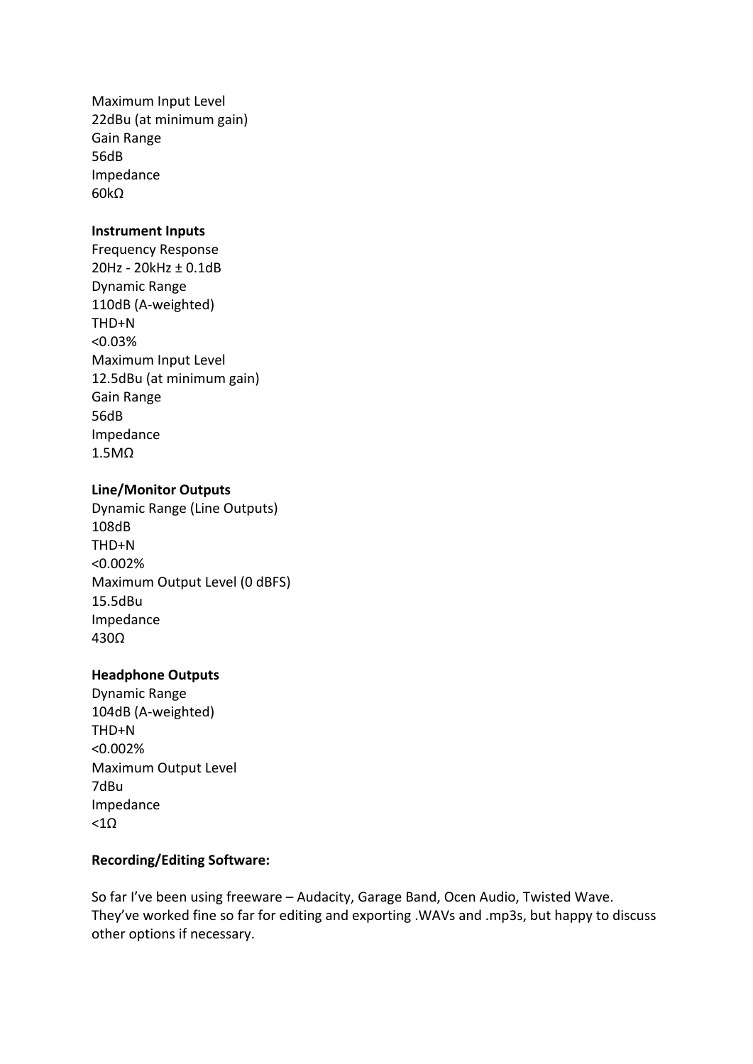Maximum Input Level
22dBu (at minimum gain)
Gain Range
56dB
Impedance
60kΩ

**Instrument Inputs**
Frequency Response
20Hz - 20kHz ± 0.1dB
Dynamic Range
110dB (A-weighted)
THD+N
<0.03%
Maximum Input Level
12.5dBu (at minimum gain)
Gain Range
56dB
Impedance
1.5MΩ

**Line/Monitor Outputs**
Dynamic Range (Line Outputs)
108dB
THD+N
<0.002%
Maximum Output Level (0 dBFS)
15.5dBu
Impedance
430Ω

**Headphone Outputs**
Dynamic Range
104dB (A-weighted)
THD+N
<0.002%
Maximum Output Level
7dBu
Impedance
<1Ω

**Recording/Editing Software:**

So far I've been using freeware – Audacity, Garage Band, Ocen Audio, Twisted Wave. They've worked fine so far for editing and exporting .WAVs and .mp3s, but happy to discuss other options if necessary.